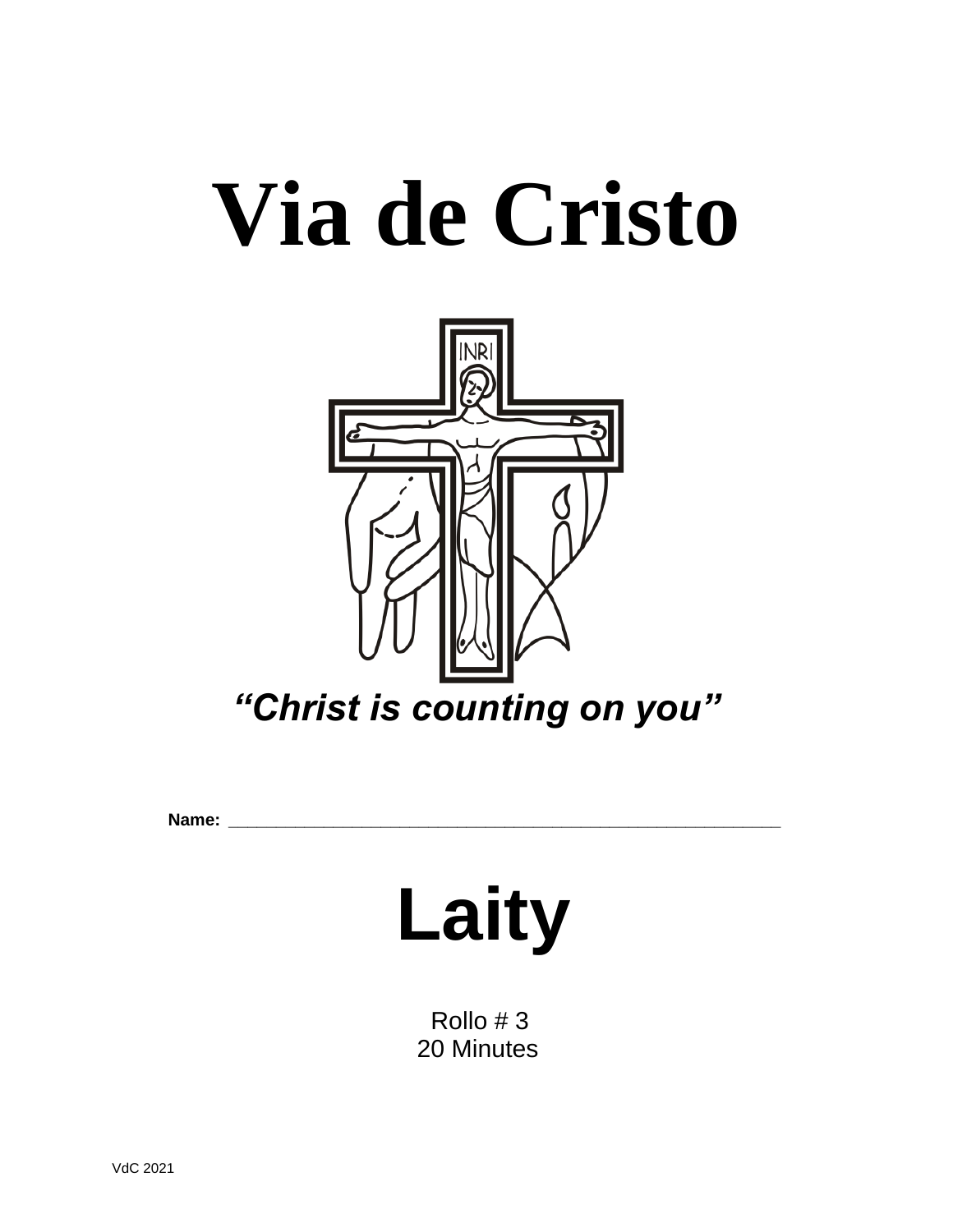# Via de Cristo

*"Christ is counting on you"*

**Name:** ____________________________________________________________

# Laity

Rollo # 3
20 Minutes

VdC 2021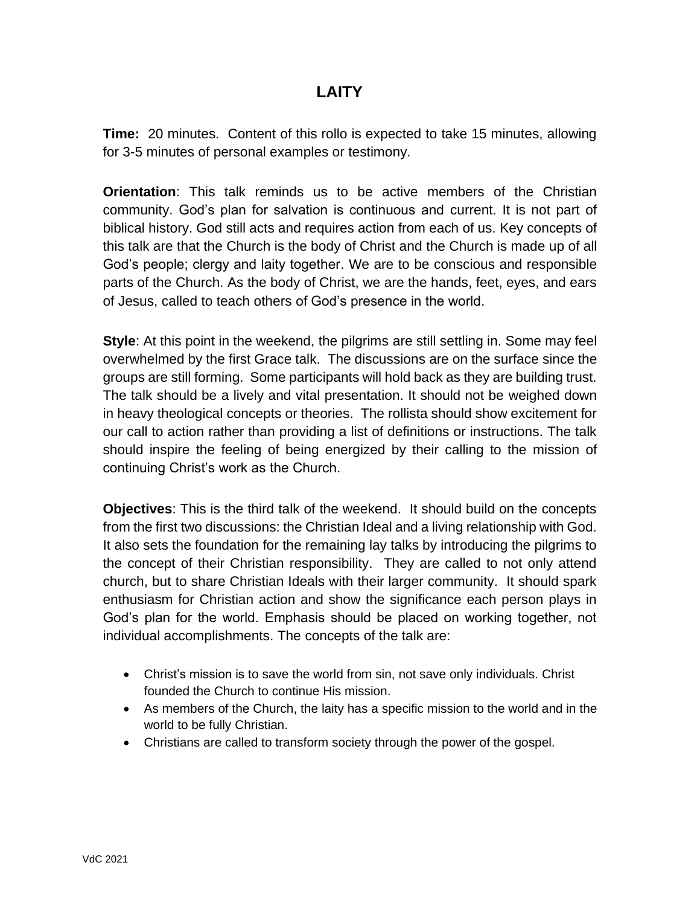# LAITY

**Time:** 20 minutes. Content of this rollo is expected to take 15 minutes, allowing for 3-5 minutes of personal examples or testimony.

**Orientation**: This talk reminds us to be active members of the Christian community. God's plan for salvation is continuous and current. It is not part of biblical history. God still acts and requires action from each of us. Key concepts of this talk are that the Church is the body of Christ and the Church is made up of all God's people; clergy and laity together. We are to be conscious and responsible parts of the Church. As the body of Christ, we are the hands, feet, eyes, and ears of Jesus, called to teach others of God's presence in the world.

**Style**: At this point in the weekend, the pilgrims are still settling in. Some may feel overwhelmed by the first Grace talk. The discussions are on the surface since the groups are still forming. Some participants will hold back as they are building trust. The talk should be a lively and vital presentation. It should not be weighed down in heavy theological concepts or theories. The rollista should show excitement for our call to action rather than providing a list of definitions or instructions. The talk should inspire the feeling of being energized by their calling to the mission of continuing Christ's work as the Church.

**Objectives**: This is the third talk of the weekend. It should build on the concepts from the first two discussions: the Christian Ideal and a living relationship with God. It also sets the foundation for the remaining lay talks by introducing the pilgrims to the concept of their Christian responsibility. They are called to not only attend church, but to share Christian Ideals with their larger community. It should spark enthusiasm for Christian action and show the significance each person plays in God's plan for the world. Emphasis should be placed on working together, not individual accomplishments. The concepts of the talk are:

- Christ's mission is to save the world from sin, not save only individuals. Christ founded the Church to continue His mission.
- As members of the Church, the laity has a specific mission to the world and in the world to be fully Christian.
- Christians are called to transform society through the power of the gospel.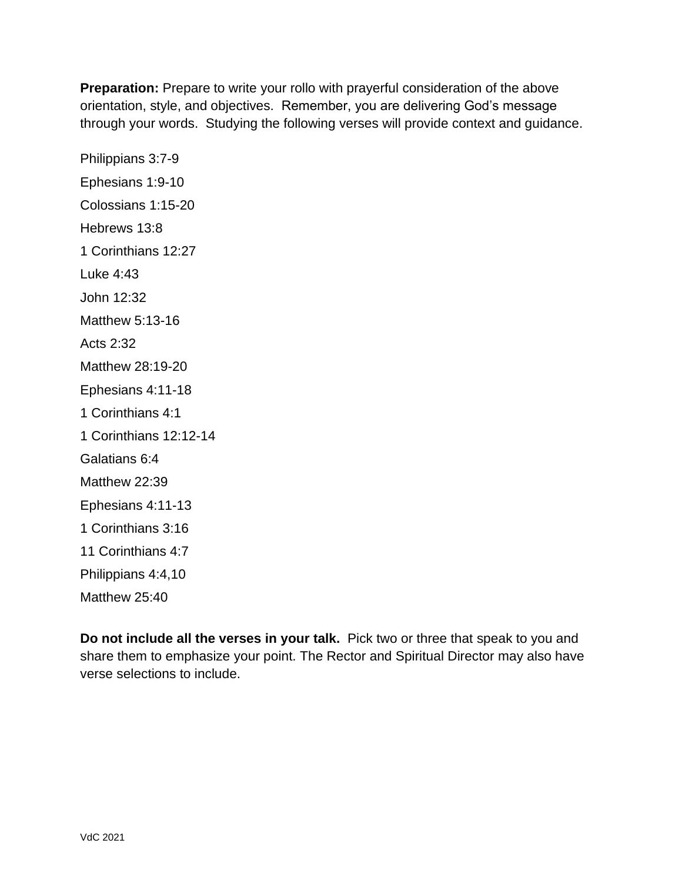**Preparation:** Prepare to write your rollo with prayerful consideration of the above orientation, style, and objectives. Remember, you are delivering God's message through your words. Studying the following verses will provide context and guidance.

Philippians 3:7-9

Ephesians 1:9-10

Colossians 1:15-20

Hebrews 13:8

1 Corinthians 12:27

Luke 4:43

John 12:32

Matthew 5:13-16

Acts 2:32

Matthew 28:19-20

Ephesians 4:11-18

1 Corinthians 4:1

1 Corinthians 12:12-14

Galatians 6:4

Matthew 22:39

Ephesians 4:11-13

1 Corinthians 3:16

11 Corinthians 4:7

Philippians 4:4,10

Matthew 25:40

**Do not include all the verses in your talk.** Pick two or three that speak to you and share them to emphasize your point. The Rector and Spiritual Director may also have verse selections to include.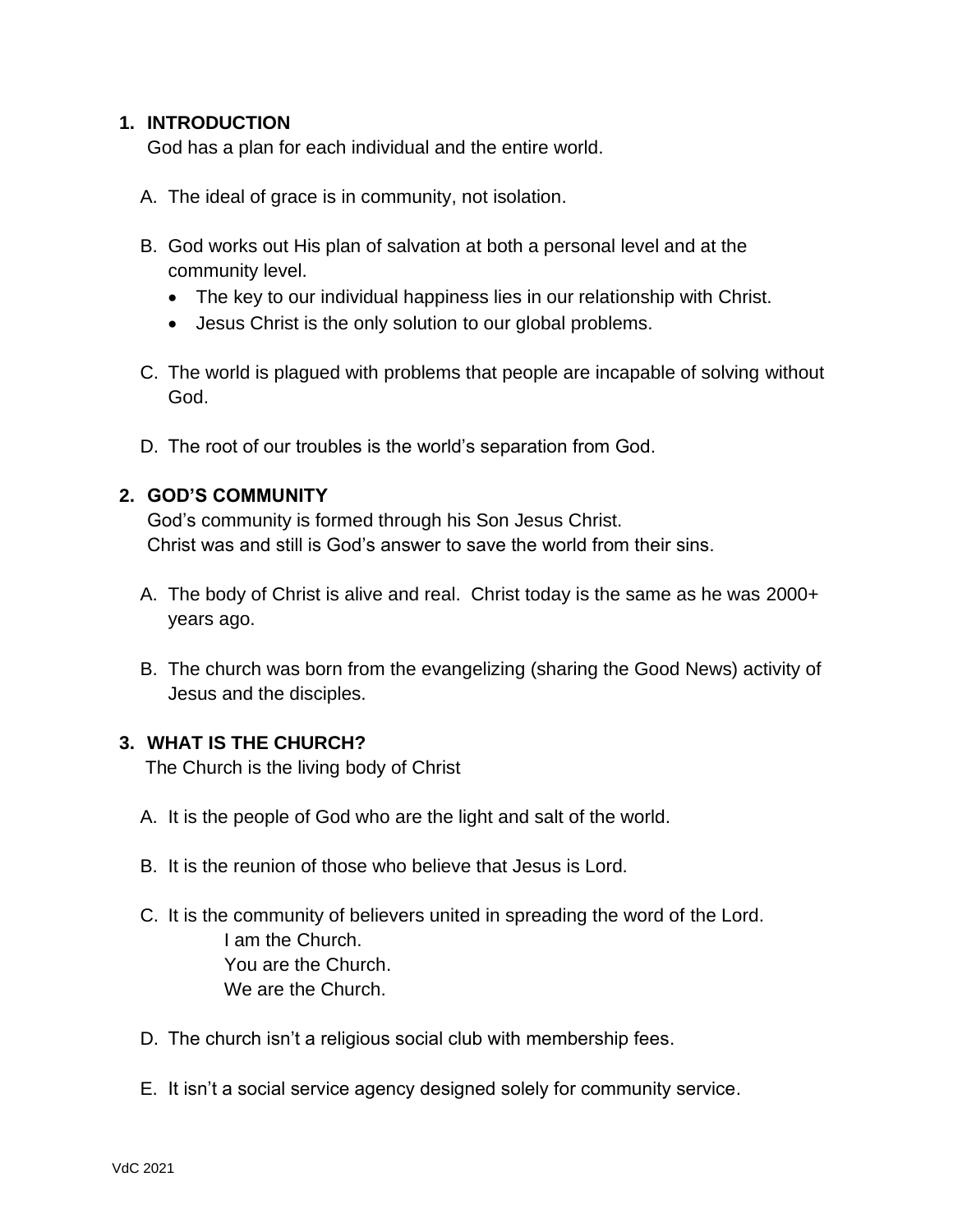## 1. INTRODUCTION

God has a plan for each individual and the entire world.

A. The ideal of grace is in community, not isolation.

B. God works out His plan of salvation at both a personal level and at the community level.
   - The key to our individual happiness lies in our relationship with Christ.
   - Jesus Christ is the only solution to our global problems.

C. The world is plagued with problems that people are incapable of solving without God.

D. The root of our troubles is the world's separation from God.

## 2. GOD'S COMMUNITY

God's community is formed through his Son Jesus Christ.
Christ was and still is God's answer to save the world from their sins.

A. The body of Christ is alive and real. Christ today is the same as he was 2000+ years ago.

B. The church was born from the evangelizing (sharing the Good News) activity of Jesus and the disciples.

## 3. WHAT IS THE CHURCH?

The Church is the living body of Christ

A. It is the people of God who are the light and salt of the world.

B. It is the reunion of those who believe that Jesus is Lord.

C. It is the community of believers united in spreading the word of the Lord.

   I am the Church.
   You are the Church.
   We are the Church.

D. The church isn't a religious social club with membership fees.

E. It isn't a social service agency designed solely for community service.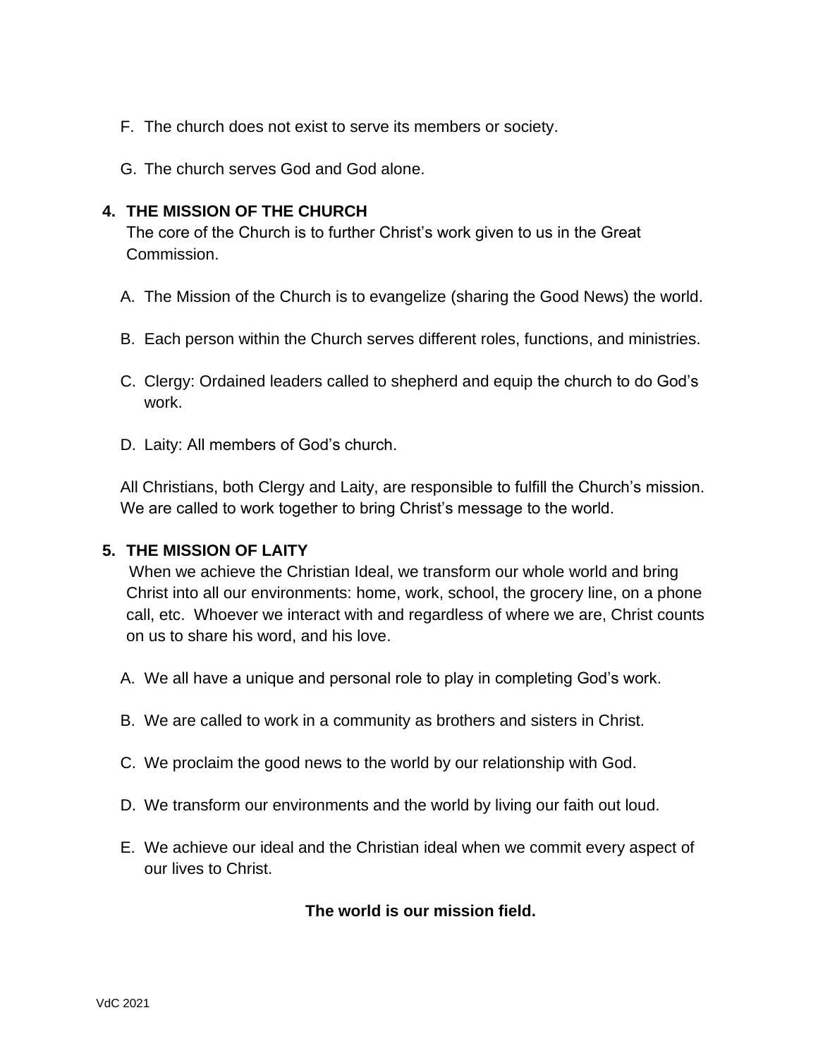F. The church does not exist to serve its members or society.

G. The church serves God and God alone.

## 4. THE MISSION OF THE CHURCH

The core of the Church is to further Christ's work given to us in the Great Commission.

A. The Mission of the Church is to evangelize (sharing the Good News) the world.

B. Each person within the Church serves different roles, functions, and ministries.

C. Clergy: Ordained leaders called to shepherd and equip the church to do God's work.

D. Laity: All members of God's church.

All Christians, both Clergy and Laity, are responsible to fulfill the Church's mission. We are called to work together to bring Christ's message to the world.

## 5. THE MISSION OF LAITY

When we achieve the Christian Ideal, we transform our whole world and bring Christ into all our environments: home, work, school, the grocery line, on a phone call, etc. Whoever we interact with and regardless of where we are, Christ counts on us to share his word, and his love.

A. We all have a unique and personal role to play in completing God's work.

B. We are called to work in a community as brothers and sisters in Christ.

C. We proclaim the good news to the world by our relationship with God.

D. We transform our environments and the world by living our faith out loud.

E. We achieve our ideal and the Christian ideal when we commit every aspect of our lives to Christ.

**The world is our mission field.**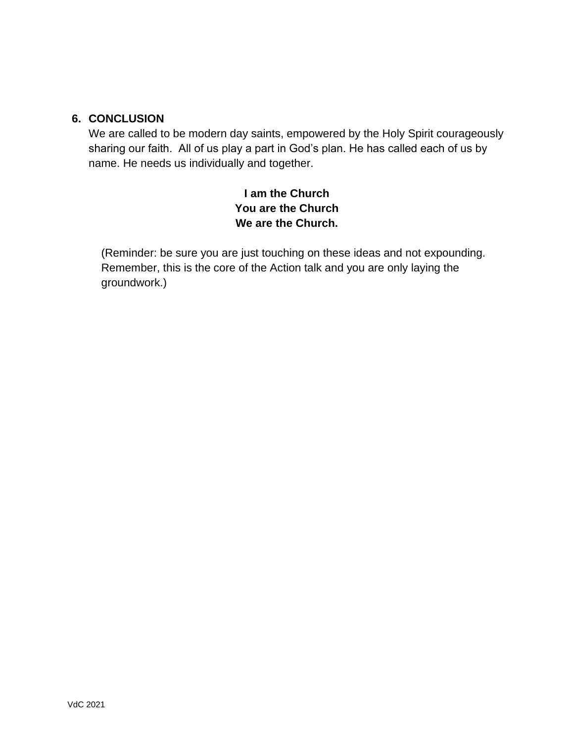6. **CONCLUSION**

We are called to be modern day saints, empowered by the Holy Spirit courageously sharing our faith.  All of us play a part in God's plan. He has called each of us by name. He needs us individually and together.

**I am the Church**
**You are the Church**
**We are the Church.**

(Reminder: be sure you are just touching on these ideas and not expounding. Remember, this is the core of the Action talk and you are only laying the groundwork.)